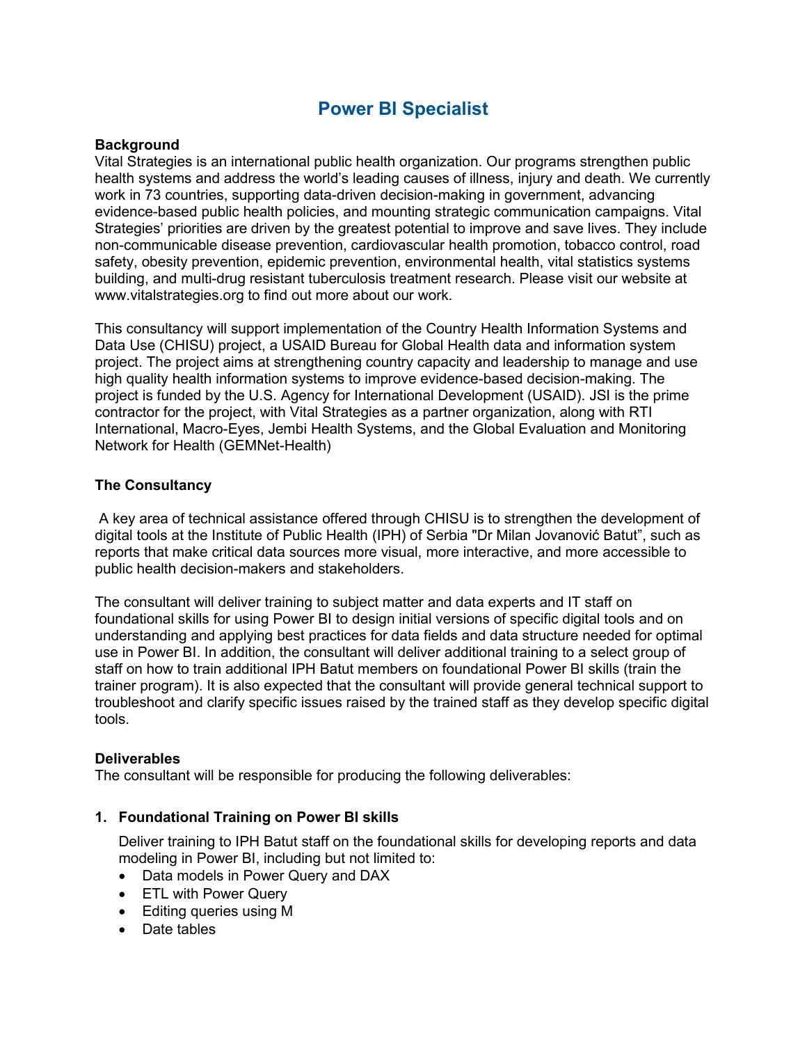# Power BI Specialist

**Background**

Vital Strategies is an international public health organization. Our programs strengthen public health systems and address the world's leading causes of illness, injury and death. We currently work in 73 countries, supporting data-driven decision-making in government, advancing evidence-based public health policies, and mounting strategic communication campaigns. Vital Strategies' priorities are driven by the greatest potential to improve and save lives. They include non-communicable disease prevention, cardiovascular health promotion, tobacco control, road safety, obesity prevention, epidemic prevention, environmental health, vital statistics systems building, and multi-drug resistant tuberculosis treatment research. Please visit our website at www.vitalstrategies.org to find out more about our work.

This consultancy will support implementation of the Country Health Information Systems and Data Use (CHISU) project, a USAID Bureau for Global Health data and information system project. The project aims at strengthening country capacity and leadership to manage and use high quality health information systems to improve evidence-based decision-making. The project is funded by the U.S. Agency for International Development (USAID). JSI is the prime contractor for the project, with Vital Strategies as a partner organization, along with RTI International, Macro-Eyes, Jembi Health Systems, and the Global Evaluation and Monitoring Network for Health (GEMNet-Health)

**The Consultancy**

A key area of technical assistance offered through CHISU is to strengthen the development of digital tools at the Institute of Public Health (IPH) of Serbia "Dr Milan Jovanović Batut", such as reports that make critical data sources more visual, more interactive, and more accessible to public health decision-makers and stakeholders.

The consultant will deliver training to subject matter and data experts and IT staff on foundational skills for using Power BI to design initial versions of specific digital tools and on understanding and applying best practices for data fields and data structure needed for optimal use in Power BI. In addition, the consultant will deliver additional training to a select group of staff on how to train additional IPH Batut members on foundational Power BI skills (train the trainer program). It is also expected that the consultant will provide general technical support to troubleshoot and clarify specific issues raised by the trained staff as they develop specific digital tools.

**Deliverables**

The consultant will be responsible for producing the following deliverables:

1. **Foundational Training on Power BI skills**

   Deliver training to IPH Batut staff on the foundational skills for developing reports and data modeling in Power BI, including but not limited to:
   - Data models in Power Query and DAX
   - ETL with Power Query
   - Editing queries using M
   - Date tables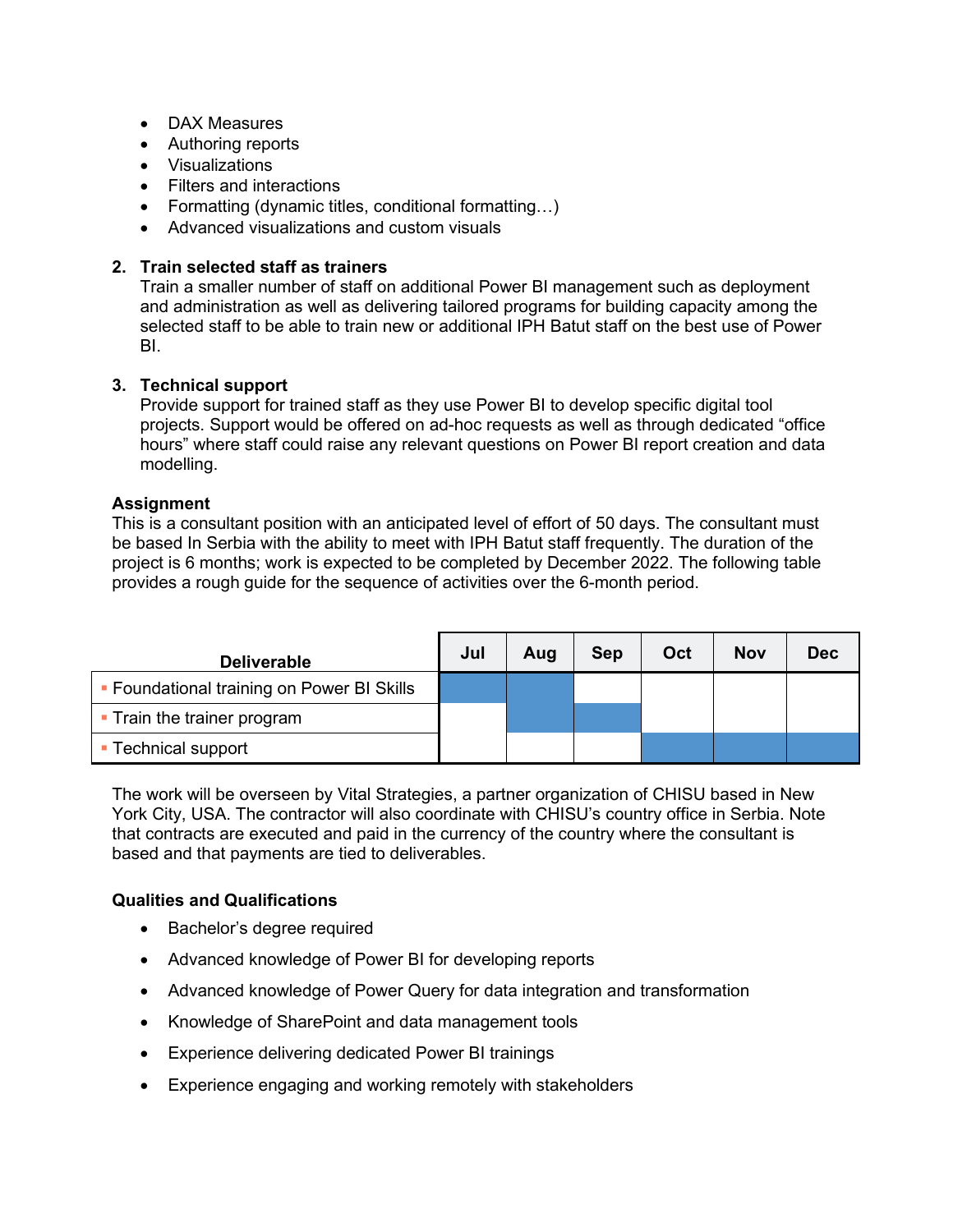- DAX Measures
- Authoring reports
- Visualizations
- Filters and interactions
- Formatting (dynamic titles, conditional formatting…)
- Advanced visualizations and custom visuals

2. **Train selected staff as trainers**
   Train a smaller number of staff on additional Power BI management such as deployment and administration as well as delivering tailored programs for building capacity among the selected staff to be able to train new or additional IPH Batut staff on the best use of Power BI.

3. **Technical support**
   Provide support for trained staff as they use Power BI to develop specific digital tool projects. Support would be offered on ad-hoc requests as well as through dedicated "office hours" where staff could raise any relevant questions on Power BI report creation and data modelling.

**Assignment**
This is a consultant position with an anticipated level of effort of 50 days. The consultant must be based In Serbia with the ability to meet with IPH Batut staff frequently. The duration of the project is 6 months; work is expected to be completed by December 2022. The following table provides a rough guide for the sequence of activities over the 6-month period.

| Deliverable | Jul | Aug | Sep | Oct | Nov | Dec |
|---|---|---|---|---|---|---|
| ▪ Foundational training on Power BI Skills | ■ | ■ | | | | |
| ▪ Train the trainer program | | ■ | ■ | | | |
| ▪ Technical support | | | | ■ | ■ | ■ |

The work will be overseen by Vital Strategies, a partner organization of CHISU based in New York City, USA. The contractor will also coordinate with CHISU's country office in Serbia. Note that contracts are executed and paid in the currency of the country where the consultant is based and that payments are tied to deliverables.

**Qualities and Qualifications**

- Bachelor's degree required
- Advanced knowledge of Power BI for developing reports
- Advanced knowledge of Power Query for data integration and transformation
- Knowledge of SharePoint and data management tools
- Experience delivering dedicated Power BI trainings
- Experience engaging and working remotely with stakeholders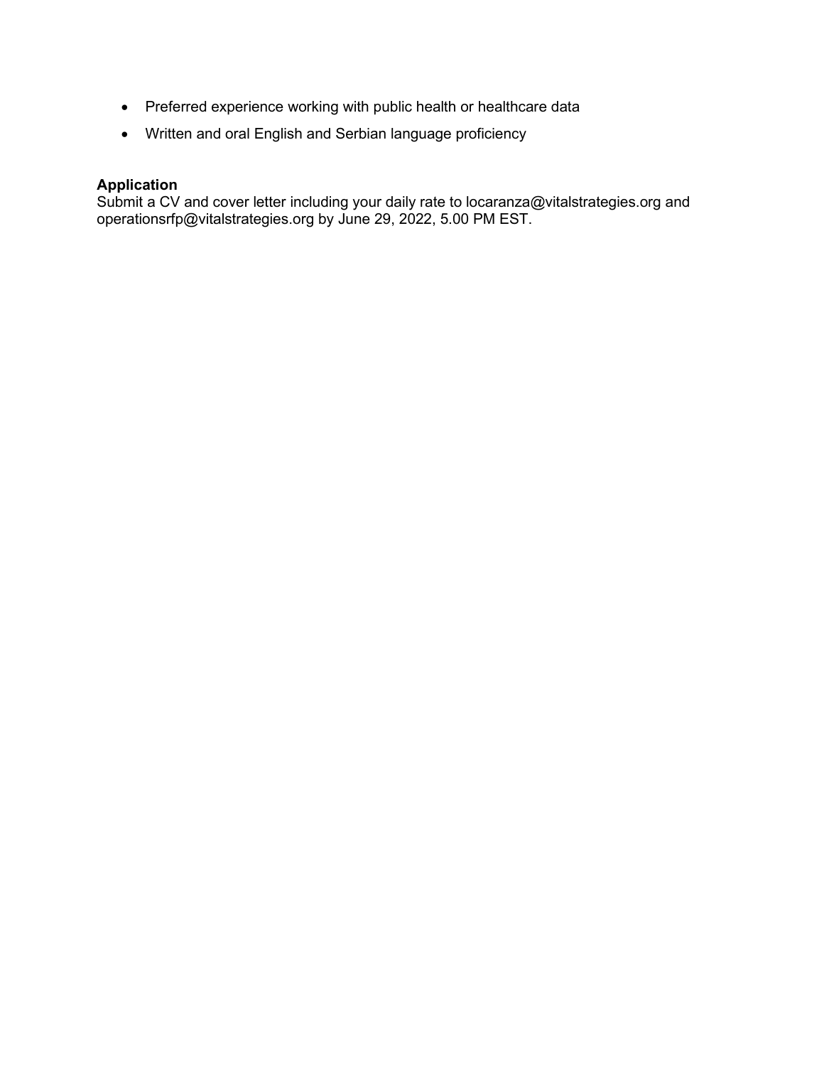- Preferred experience working with public health or healthcare data
- Written and oral English and Serbian language proficiency

**Application**
Submit a CV and cover letter including your daily rate to locaranza@vitalstrategies.org and operationsrfp@vitalstrategies.org by June 29, 2022, 5.00 PM EST.